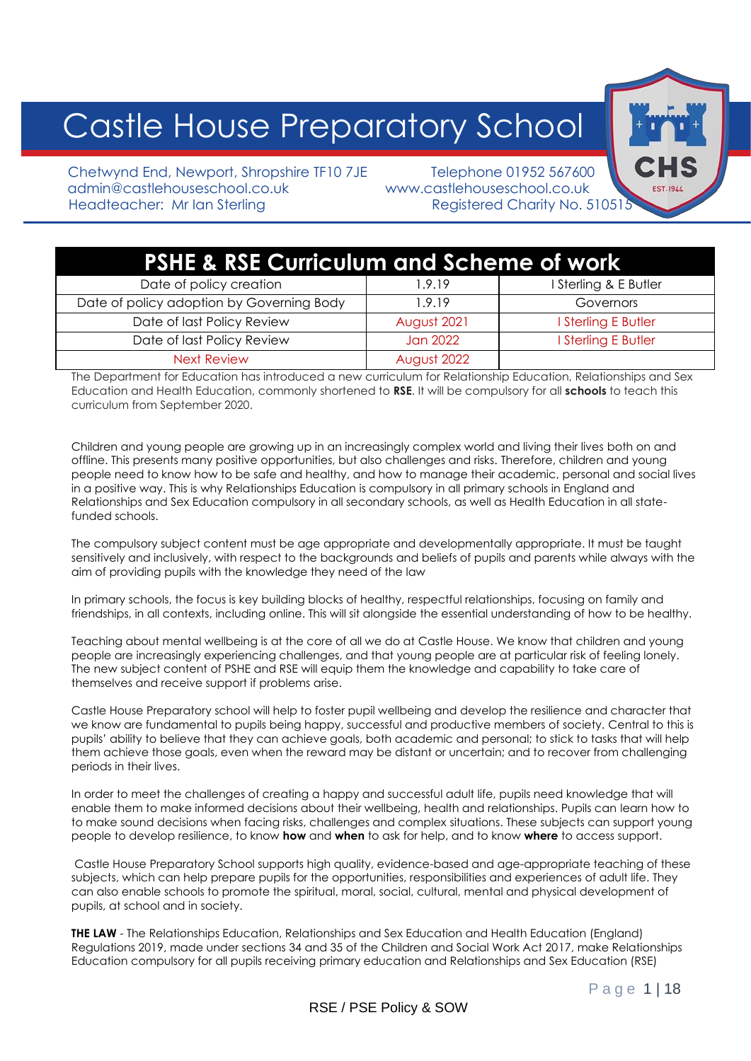# Castle House Preparatory School

Chetwynd End, Newport, Shropshire TF10 7JE
admin@castlehouseschool.co.uk
Headteacher: Mr Ian Sterling

Telephone 01952 567600
www.castlehouseschool.co.uk
Registered Charity No. 510515

## PSHE & RSE Curriculum and Scheme of work

| Date of policy creation | 1.9.19 | I Sterling & E Butler |
|---|---|---|
| Date of policy adoption by Governing Body | 1.9.19 | Governors |
| Date of last Policy Review | August 2021 | I Sterling E Butler |
| Date of last Policy Review | Jan 2022 | I Sterling E Butler |
| Next Review | August 2022 | |

The Department for Education has introduced a new curriculum for Relationship Education, Relationships and Sex Education and Health Education, commonly shortened to **RSE**. It will be compulsory for all **schools** to teach this curriculum from September 2020.

Children and young people are growing up in an increasingly complex world and living their lives both on and offline. This presents many positive opportunities, but also challenges and risks. Therefore, children and young people need to know how to be safe and healthy, and how to manage their academic, personal and social lives in a positive way. This is why Relationships Education is compulsory in all primary schools in England and Relationships and Sex Education compulsory in all secondary schools, as well as Health Education in all state-funded schools.

The compulsory subject content must be age appropriate and developmentally appropriate. It must be taught sensitively and inclusively, with respect to the backgrounds and beliefs of pupils and parents while always with the aim of providing pupils with the knowledge they need of the law

In primary schools, the focus is key building blocks of healthy, respectful relationships, focusing on family and friendships, in all contexts, including online. This will sit alongside the essential understanding of how to be healthy.

Teaching about mental wellbeing is at the core of all we do at Castle House. We know that children and young people are increasingly experiencing challenges, and that young people are at particular risk of feeling lonely. The new subject content of PSHE and RSE will equip them the knowledge and capability to take care of themselves and receive support if problems arise.

Castle House Preparatory school will help to foster pupil wellbeing and develop the resilience and character that we know are fundamental to pupils being happy, successful and productive members of society. Central to this is pupils' ability to believe that they can achieve goals, both academic and personal; to stick to tasks that will help them achieve those goals, even when the reward may be distant or uncertain; and to recover from challenging periods in their lives.

In order to meet the challenges of creating a happy and successful adult life, pupils need knowledge that will enable them to make informed decisions about their wellbeing, health and relationships. Pupils can learn how to to make sound decisions when facing risks, challenges and complex situations. These subjects can support young people to develop resilience, to know **how** and **when** to ask for help, and to know **where** to access support.

Castle House Preparatory School supports high quality, evidence-based and age-appropriate teaching of these subjects, which can help prepare pupils for the opportunities, responsibilities and experiences of adult life. They can also enable schools to promote the spiritual, moral, social, cultural, mental and physical development of pupils, at school and in society.

**THE LAW** - The Relationships Education, Relationships and Sex Education and Health Education (England) Regulations 2019, made under sections 34 and 35 of the Children and Social Work Act 2017, make Relationships Education compulsory for all pupils receiving primary education and Relationships and Sex Education (RSE)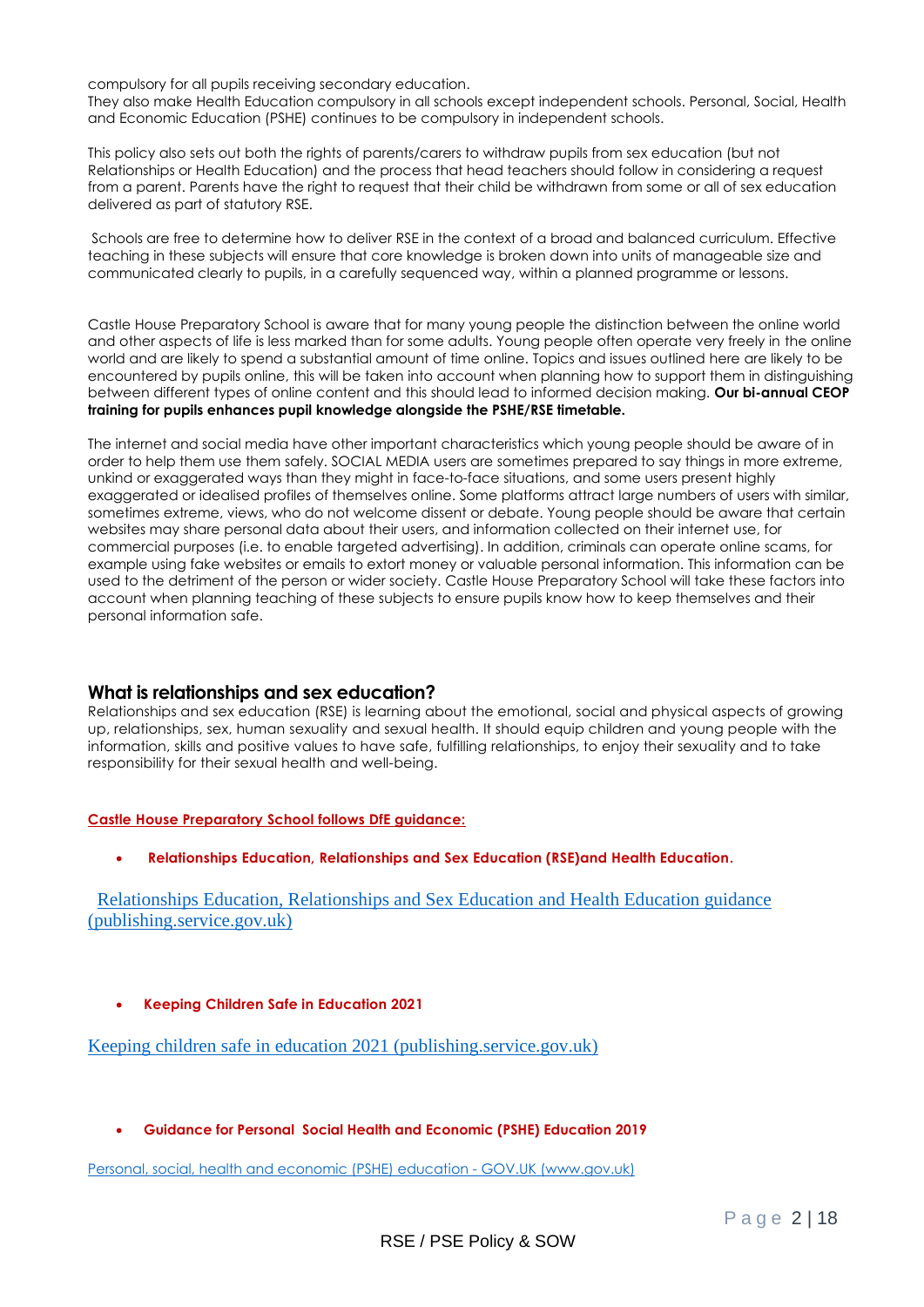compulsory for all pupils receiving secondary education.
They also make Health Education compulsory in all schools except independent schools. Personal, Social, Health and Economic Education (PSHE) continues to be compulsory in independent schools.

This policy also sets out both the rights of parents/carers to withdraw pupils from sex education (but not Relationships or Health Education) and the process that head teachers should follow in considering a request from a parent. Parents have the right to request that their child be withdrawn from some or all of sex education delivered as part of statutory RSE.

Schools are free to determine how to deliver RSE in the context of a broad and balanced curriculum. Effective teaching in these subjects will ensure that core knowledge is broken down into units of manageable size and communicated clearly to pupils, in a carefully sequenced way, within a planned programme or lessons.

Castle House Preparatory School is aware that for many young people the distinction between the online world and other aspects of life is less marked than for some adults. Young people often operate very freely in the online world and are likely to spend a substantial amount of time online. Topics and issues outlined here are likely to be encountered by pupils online, this will be taken into account when planning how to support them in distinguishing between different types of online content and this should lead to informed decision making. **Our bi-annual CEOP training for pupils enhances pupil knowledge alongside the PSHE/RSE timetable.**

The internet and social media have other important characteristics which young people should be aware of in order to help them use them safely. SOCIAL MEDIA users are sometimes prepared to say things in more extreme, unkind or exaggerated ways than they might in face-to-face situations, and some users present highly exaggerated or idealised profiles of themselves online. Some platforms attract large numbers of users with similar, sometimes extreme, views, who do not welcome dissent or debate. Young people should be aware that certain websites may share personal data about their users, and information collected on their internet use, for commercial purposes (i.e. to enable targeted advertising). In addition, criminals can operate online scams, for example using fake websites or emails to extort money or valuable personal information. This information can be used to the detriment of the person or wider society. Castle House Preparatory School will take these factors into account when planning teaching of these subjects to ensure pupils know how to keep themselves and their personal information safe.

## What is relationships and sex education?

Relationships and sex education (RSE) is learning about the emotional, social and physical aspects of growing up, relationships, sex, human sexuality and sexual health. It should equip children and young people with the information, skills and positive values to have safe, fulfilling relationships, to enjoy their sexuality and to take responsibility for their sexual health and well-being.

**Castle House Preparatory School follows DfE guidance:**

- **Relationships Education, Relationships and Sex Education (RSE)and Health Education.**

Relationships Education, Relationships and Sex Education and Health Education guidance (publishing.service.gov.uk)

- **Keeping Children Safe in Education 2021**

Keeping children safe in education 2021 (publishing.service.gov.uk)

- **Guidance for Personal Social Health and Economic (PSHE) Education 2019**

Personal, social, health and economic (PSHE) education - GOV.UK (www.gov.uk)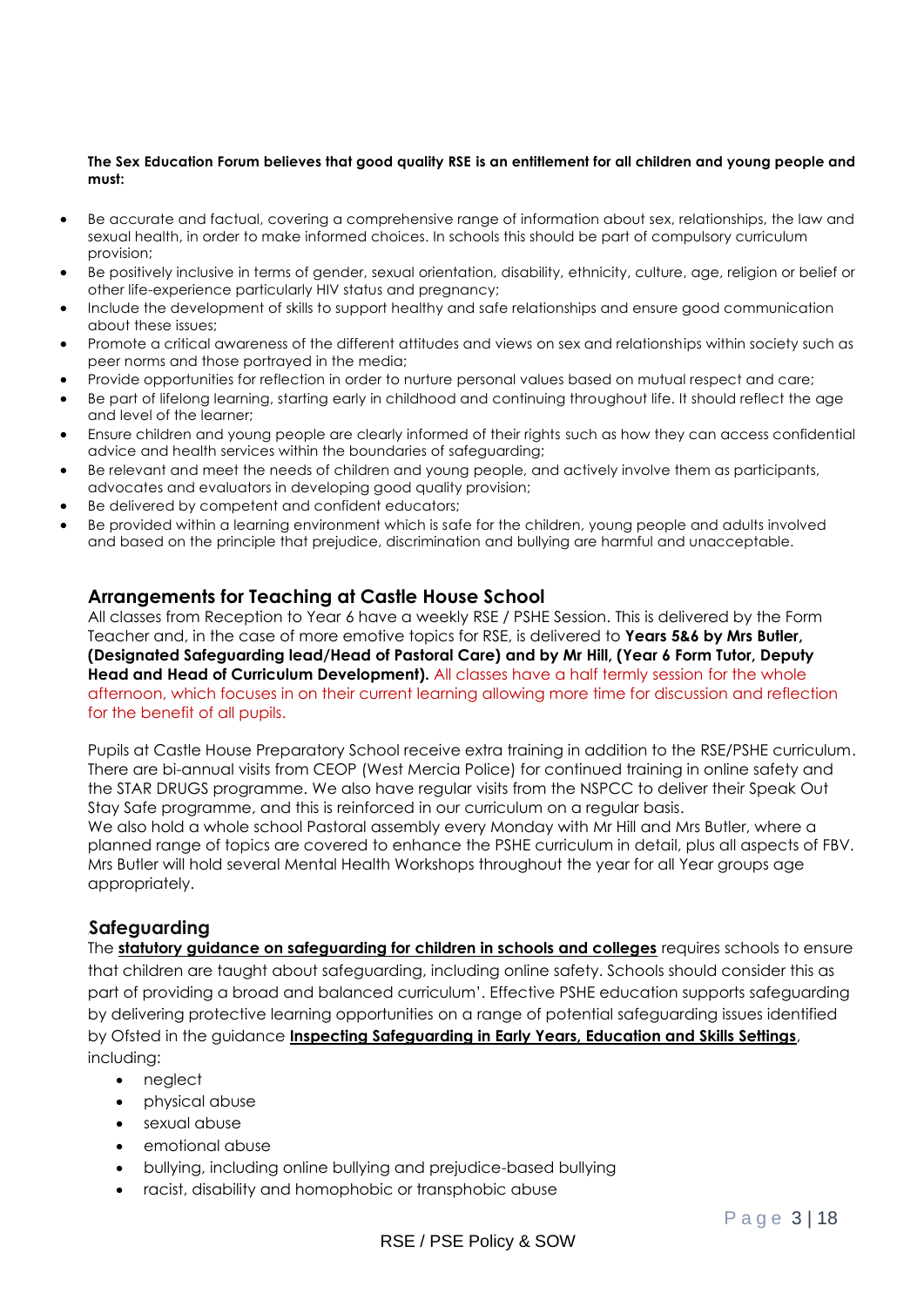**The Sex Education Forum believes that good quality RSE is an entitlement for all children and young people and must:**

- Be accurate and factual, covering a comprehensive range of information about sex, relationships, the law and sexual health, in order to make informed choices. In schools this should be part of compulsory curriculum provision;
- Be positively inclusive in terms of gender, sexual orientation, disability, ethnicity, culture, age, religion or belief or other life-experience particularly HIV status and pregnancy;
- Include the development of skills to support healthy and safe relationships and ensure good communication about these issues;
- Promote a critical awareness of the different attitudes and views on sex and relationships within society such as peer norms and those portrayed in the media;
- Provide opportunities for reflection in order to nurture personal values based on mutual respect and care;
- Be part of lifelong learning, starting early in childhood and continuing throughout life. It should reflect the age and level of the learner;
- Ensure children and young people are clearly informed of their rights such as how they can access confidential advice and health services within the boundaries of safeguarding;
- Be relevant and meet the needs of children and young people, and actively involve them as participants, advocates and evaluators in developing good quality provision;
- Be delivered by competent and confident educators;
- Be provided within a learning environment which is safe for the children, young people and adults involved and based on the principle that prejudice, discrimination and bullying are harmful and unacceptable.

## Arrangements for Teaching at Castle House School

All classes from Reception to Year 6 have a weekly RSE / PSHE Session. This is delivered by the Form Teacher and, in the case of more emotive topics for RSE, is delivered to **Years 5&6 by Mrs Butler, (Designated Safeguarding lead/Head of Pastoral Care) and by Mr Hill, (Year 6 Form Tutor, Deputy Head and Head of Curriculum Development).** All classes have a half termly session for the whole afternoon, which focuses in on their current learning allowing more time for discussion and reflection for the benefit of all pupils.

Pupils at Castle House Preparatory School receive extra training in addition to the RSE/PSHE curriculum. There are bi-annual visits from CEOP (West Mercia Police) for continued training in online safety and the STAR DRUGS programme. We also have regular visits from the NSPCC to deliver their Speak Out Stay Safe programme, and this is reinforced in our curriculum on a regular basis.
We also hold a whole school Pastoral assembly every Monday with Mr Hill and Mrs Butler, where a planned range of topics are covered to enhance the PSHE curriculum in detail, plus all aspects of FBV. Mrs Butler will hold several Mental Health Workshops throughout the year for all Year groups age appropriately.

## Safeguarding

The **statutory guidance on safeguarding for children in schools and colleges** requires schools to ensure that children are taught about safeguarding, including online safety. Schools should consider this as part of providing a broad and balanced curriculum'. Effective PSHE education supports safeguarding by delivering protective learning opportunities on a range of potential safeguarding issues identified by Ofsted in the guidance **Inspecting Safeguarding in Early Years, Education and Skills Settings**, including:

- neglect
- physical abuse
- sexual abuse
- emotional abuse
- bullying, including online bullying and prejudice-based bullying
- racist, disability and homophobic or transphobic abuse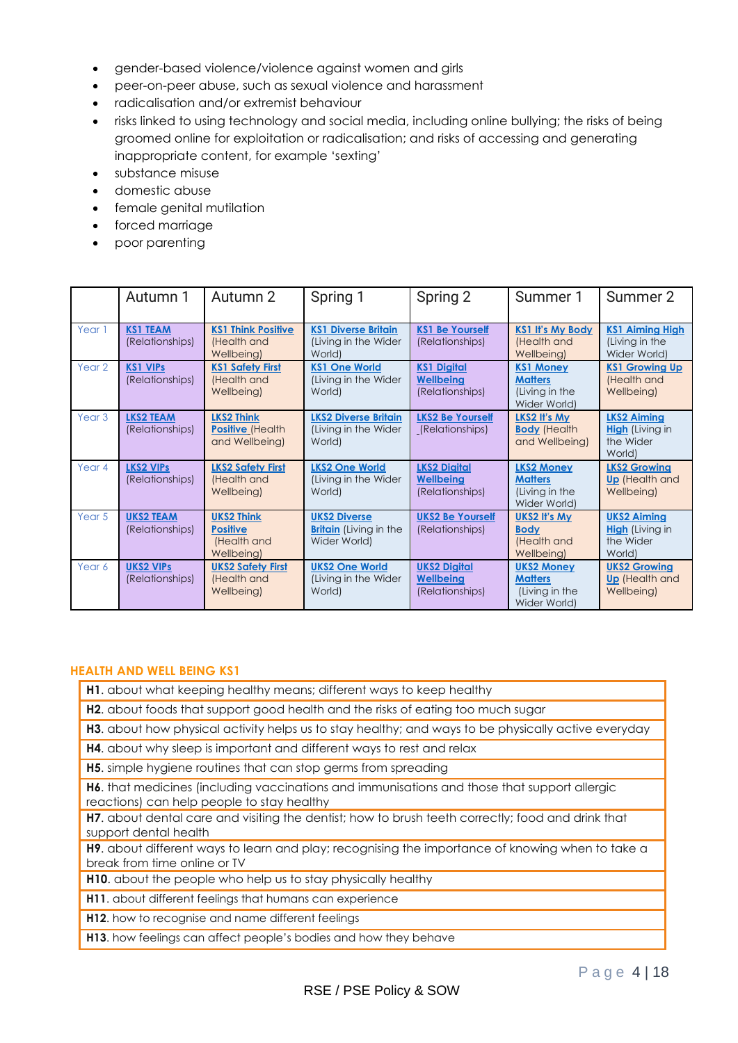- gender-based violence/violence against women and girls
- peer-on-peer abuse, such as sexual violence and harassment
- radicalisation and/or extremist behaviour
- risks linked to using technology and social media, including online bullying; the risks of being groomed online for exploitation or radicalisation; and risks of accessing and generating inappropriate content, for example 'sexting'
- substance misuse
- domestic abuse
- female genital mutilation
- forced marriage
- poor parenting

| | Autumn 1 | Autumn 2 | Spring 1 | Spring 2 | Summer 1 | Summer 2 |
|---|---|---|---|---|---|---|
| Year 1 | **KS1 TEAM** (Relationships) | **KS1 Think Positive** (Health and Wellbeing) | **KS1 Diverse Britain** (Living in the Wider World) | **KS1 Be Yourself** (Relationships) | **KS1 It's My Body** (Health and Wellbeing) | **KS1 Aiming High** (Living in the Wider World) |
| Year 2 | **KS1 VIPs** (Relationships) | **KS1 Safety First** (Health and Wellbeing) | **KS1 One World** (Living in the Wider World) | **KS1 Digital Wellbeing** (Relationships) | **KS1 Money Matters** (Living in the Wider World) | **KS1 Growing Up** (Health and Wellbeing) |
| Year 3 | **LKS2 TEAM** (Relationships) | **LKS2 Think Positive** (Health and Wellbeing) | **LKS2 Diverse Britain** (Living in the Wider World) | **LKS2 Be Yourself** _(Relationships) | **LKS2 It's My Body** (Health and Wellbeing) | **LKS2 Aiming High** (Living in the Wider World) |
| Year 4 | **LKS2 VIPs** (Relationships) | **LKS2 Safety First** (Health and Wellbeing) | **LKS2 One World** (Living in the Wider World) | **LKS2 Digital Wellbeing** (Relationships) | **LKS2 Money Matters** (Living in the Wider World) | **LKS2 Growing Up** (Health and Wellbeing) |
| Year 5 | **UKS2 TEAM** (Relationships) | **UKS2 Think Positive** (Health and Wellbeing) | **UKS2 Diverse Britain** (Living in the Wider World) | **UKS2 Be Yourself** (Relationships) | **UKS2 It's My Body** (Health and Wellbeing) | **UKS2 Aiming High** (Living in the Wider World) |
| Year 6 | **UKS2 VIPs** (Relationships) | **UKS2 Safety First** (Health and Wellbeing) | **UKS2 One World** (Living in the Wider World) | **UKS2 Digital Wellbeing** (Relationships) | **UKS2 Money Matters** (Living in the Wider World) | **UKS2 Growing Up** (Health and Wellbeing) |

## HEALTH AND WELL BEING KS1

| |
|---|
| **H1**. about what keeping healthy means; different ways to keep healthy |
| **H2**. about foods that support good health and the risks of eating too much sugar |
| **H3**. about how physical activity helps us to stay healthy; and ways to be physically active everyday |
| **H4**. about why sleep is important and different ways to rest and relax |
| **H5**. simple hygiene routines that can stop germs from spreading |
| **H6**. that medicines (including vaccinations and immunisations and those that support allergic reactions) can help people to stay healthy |
| **H7**. about dental care and visiting the dentist; how to brush teeth correctly; food and drink that support dental health |
| **H9**. about different ways to learn and play; recognising the importance of knowing when to take a break from time online or TV |
| **H10**. about the people who help us to stay physically healthy |
| **H11**. about different feelings that humans can experience |
| **H12**. how to recognise and name different feelings |
| **H13**. how feelings can affect people's bodies and how they behave |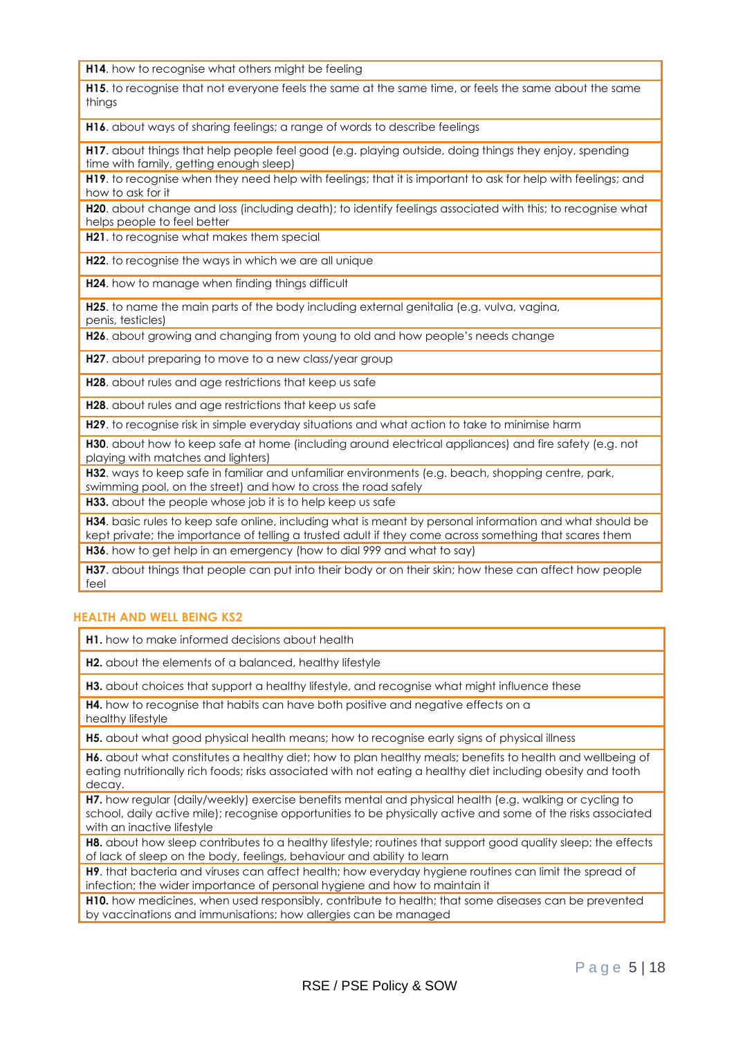| |
|---|
| **H14**. how to recognise what others might be feeling |
| **H15**. to recognise that not everyone feels the same at the same time, or feels the same about the same things |
| **H16**. about ways of sharing feelings; a range of words to describe feelings |
| **H17**. about things that help people feel good (e.g. playing outside, doing things they enjoy, spending time with family, getting enough sleep) |
| **H19**. to recognise when they need help with feelings; that it is important to ask for help with feelings; and how to ask for it |
| **H20**. about change and loss (including death); to identify feelings associated with this; to recognise what helps people to feel better |
| **H21**. to recognise what makes them special |
| **H22**. to recognise the ways in which we are all unique |
| **H24**. how to manage when finding things difficult |
| **H25**. to name the main parts of the body including external genitalia (e.g. vulva, vagina, penis, testicles) |
| **H26**. about growing and changing from young to old and how people's needs change |
| **H27**. about preparing to move to a new class/year group |
| **H28**. about rules and age restrictions that keep us safe |
| **H28**. about rules and age restrictions that keep us safe |
| **H29**. to recognise risk in simple everyday situations and what action to take to minimise harm |
| **H30**. about how to keep safe at home (including around electrical appliances) and fire safety (e.g. not playing with matches and lighters) |
| **H32**. ways to keep safe in familiar and unfamiliar environments (e.g. beach, shopping centre, park, swimming pool, on the street) and how to cross the road safely |
| **H33.** about the people whose job it is to help keep us safe |
| **H34**. basic rules to keep safe online, including what is meant by personal information and what should be kept private; the importance of telling a trusted adult if they come across something that scares them |
| **H36**. how to get help in an emergency (how to dial 999 and what to say) |
| **H37**. about things that people can put into their body or on their skin; how these can affect how people feel |

### HEALTH AND WELL BEING KS2

| |
|---|
| **H1.** how to make informed decisions about health |
| **H2.** about the elements of a balanced, healthy lifestyle |
| **H3.** about choices that support a healthy lifestyle, and recognise what might influence these |
| **H4.** how to recognise that habits can have both positive and negative effects on a healthy lifestyle |
| **H5.** about what good physical health means; how to recognise early signs of physical illness |
| **H6.** about what constitutes a healthy diet; how to plan healthy meals; benefits to health and wellbeing of eating nutritionally rich foods; risks associated with not eating a healthy diet including obesity and tooth decay. |
| **H7.** how regular (daily/weekly) exercise benefits mental and physical health (e.g. walking or cycling to school, daily active mile); recognise opportunities to be physically active and some of the risks associated with an inactive lifestyle |
| **H8.** about how sleep contributes to a healthy lifestyle; routines that support good quality sleep; the effects of lack of sleep on the body, feelings, behaviour and ability to learn |
| **H9**. that bacteria and viruses can affect health; how everyday hygiene routines can limit the spread of infection; the wider importance of personal hygiene and how to maintain it |
| **H10.** how medicines, when used responsibly, contribute to health; that some diseases can be prevented by vaccinations and immunisations; how allergies can be managed |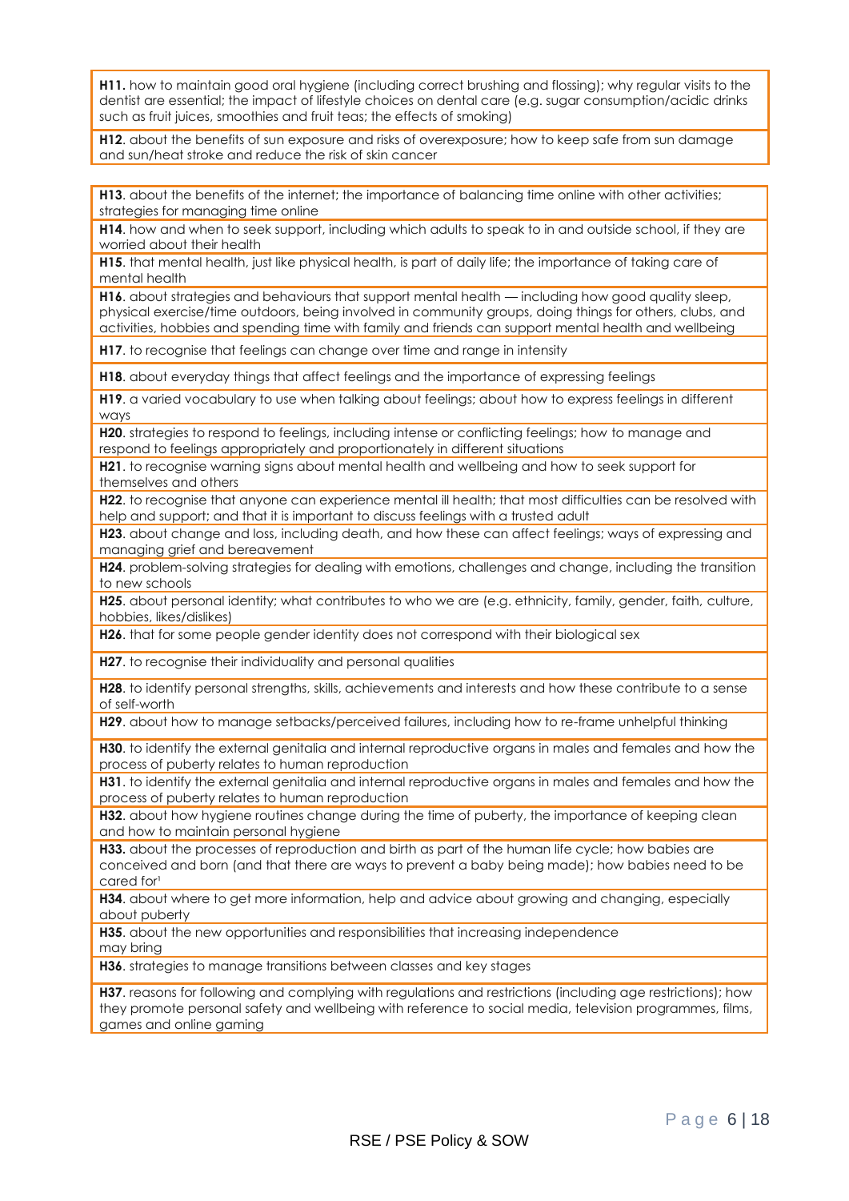**H11.** how to maintain good oral hygiene (including correct brushing and flossing); why regular visits to the dentist are essential; the impact of lifestyle choices on dental care (e.g. sugar consumption/acidic drinks such as fruit juices, smoothies and fruit teas; the effects of smoking)

**H12**. about the benefits of sun exposure and risks of overexposure; how to keep safe from sun damage and sun/heat stroke and reduce the risk of skin cancer

**H13**. about the benefits of the internet; the importance of balancing time online with other activities; strategies for managing time online

**H14**. how and when to seek support, including which adults to speak to in and outside school, if they are worried about their health

**H15**. that mental health, just like physical health, is part of daily life; the importance of taking care of mental health

**H16**. about strategies and behaviours that support mental health — including how good quality sleep, physical exercise/time outdoors, being involved in community groups, doing things for others, clubs, and activities, hobbies and spending time with family and friends can support mental health and wellbeing

**H17**. to recognise that feelings can change over time and range in intensity

**H18**. about everyday things that affect feelings and the importance of expressing feelings

**H19**. a varied vocabulary to use when talking about feelings; about how to express feelings in different ways

**H20**. strategies to respond to feelings, including intense or conflicting feelings; how to manage and respond to feelings appropriately and proportionately in different situations

**H21**. to recognise warning signs about mental health and wellbeing and how to seek support for themselves and others

**H22**. to recognise that anyone can experience mental ill health; that most difficulties can be resolved with help and support; and that it is important to discuss feelings with a trusted adult

**H23**. about change and loss, including death, and how these can affect feelings; ways of expressing and managing grief and bereavement

**H24**. problem-solving strategies for dealing with emotions, challenges and change, including the transition to new schools

**H25**. about personal identity; what contributes to who we are (e.g. ethnicity, family, gender, faith, culture, hobbies, likes/dislikes)

**H26**. that for some people gender identity does not correspond with their biological sex

**H27**. to recognise their individuality and personal qualities

**H28**. to identify personal strengths, skills, achievements and interests and how these contribute to a sense of self-worth

**H29**. about how to manage setbacks/perceived failures, including how to re-frame unhelpful thinking

**H30**. to identify the external genitalia and internal reproductive organs in males and females and how the process of puberty relates to human reproduction

**H31**. to identify the external genitalia and internal reproductive organs in males and females and how the process of puberty relates to human reproduction

**H32**. about how hygiene routines change during the time of puberty, the importance of keeping clean and how to maintain personal hygiene

**H33.** about the processes of reproduction and birth as part of the human life cycle; how babies are conceived and born (and that there are ways to prevent a baby being made); how babies need to be cared for[1]

**H34**. about where to get more information, help and advice about growing and changing, especially about puberty

**H35**. about the new opportunities and responsibilities that increasing independence may bring

**H36**. strategies to manage transitions between classes and key stages

**H37**. reasons for following and complying with regulations and restrictions (including age restrictions); how they promote personal safety and wellbeing with reference to social media, television programmes, films, games and online gaming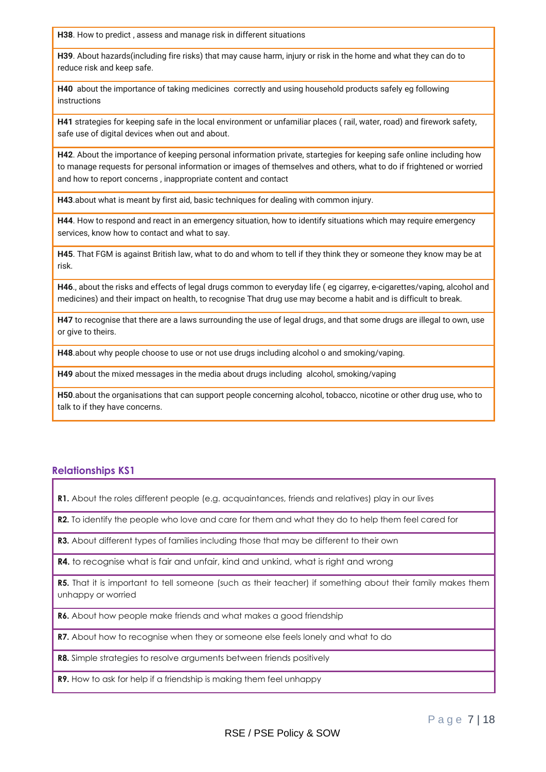| |
|---|
| **H38**. How to predict , assess and manage risk in different situations |
| **H39**. About hazards(including fire risks) that may cause harm, injury or risk in the home and what they can do to reduce risk and keep safe. |
| **H40** about the importance of taking medicines correctly and using household products safely eg following instructions |
| **H41** strategies for keeping safe in the local environment or unfamiliar places ( rail, water, road) and firework safety, safe use of digital devices when out and about. |
| **H42**. About the importance of keeping personal information private, startegies for keeping safe online including how to manage requests for personal information or images of themselves and others, what to do if frightened or worried and how to report concerns , inappropriate content and contact |
| **H43**.about what is meant by first aid, basic techniques for dealing with common injury. |
| **H44**. How to respond and react in an emergency situation, how to identify situations which may require emergency services, know how to contact and what to say. |
| **H45**. That FGM is against British law, what to do and whom to tell if they think they or someone they know may be at risk. |
| **H46**., about the risks and effects of legal drugs common to everyday life ( eg cigarrey, e-cigarettes/vaping, alcohol and medicines) and their impact on health, to recognise That drug use may become a habit and is difficult to break. |
| **H47** to recognise that there are a laws surrounding the use of legal drugs, and that some drugs are illegal to own, use or give to theirs. |
| **H48**.about why people choose to use or not use drugs including alcohol o and smoking/vaping. |
| **H49** about the mixed messages in the media about drugs including alcohol, smoking/vaping |
| **H50**.about the organisations that can support people concerning alcohol, tobacco, nicotine or other drug use, who to talk to if they have concerns. |

## Relationships KS1

| |
|---|
| **R1.** About the roles different people (e.g. acquaintances, friends and relatives) play in our lives |
| **R2.** To identify the people who love and care for them and what they do to help them feel cared for |
| **R3.** About different types of families including those that may be different to their own |
| **R4.** to recognise what is fair and unfair, kind and unkind, what is right and wrong |
| **R5.** That it is important to tell someone (such as their teacher) if something about their family makes them unhappy or worried |
| **R6.** About how people make friends and what makes a good friendship |
| **R7.** About how to recognise when they or someone else feels lonely and what to do |
| **R8.** Simple strategies to resolve arguments between friends positively |
| **R9.** How to ask for help if a friendship is making them feel unhappy |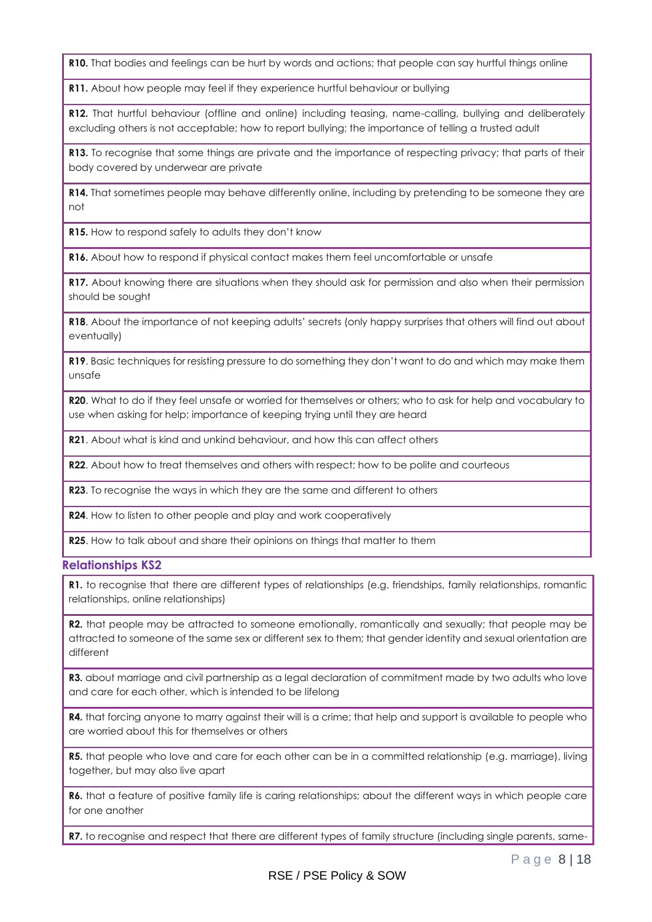**R10.** That bodies and feelings can be hurt by words and actions; that people can say hurtful things online

**R11.** About how people may feel if they experience hurtful behaviour or bullying

**R12.** That hurtful behaviour (offline and online) including teasing, name-calling, bullying and deliberately excluding others is not acceptable; how to report bullying; the importance of telling a trusted adult

**R13.** To recognise that some things are private and the importance of respecting privacy; that parts of their body covered by underwear are private

**R14.** That sometimes people may behave differently online, including by pretending to be someone they are not

**R15.** How to respond safely to adults they don't know

**R16.** About how to respond if physical contact makes them feel uncomfortable or unsafe

**R17.** About knowing there are situations when they should ask for permission and also when their permission should be sought

**R18**. About the importance of not keeping adults' secrets (only happy surprises that others will find out about eventually)

**R19**. Basic techniques for resisting pressure to do something they don't want to do and which may make them unsafe

**R20**. What to do if they feel unsafe or worried for themselves or others; who to ask for help and vocabulary to use when asking for help; importance of keeping trying until they are heard

**R21**. About what is kind and unkind behaviour, and how this can affect others

**R22**. About how to treat themselves and others with respect; how to be polite and courteous

**R23**. To recognise the ways in which they are the same and different to others

**R24**. How to listen to other people and play and work cooperatively

**R25**. How to talk about and share their opinions on things that matter to them

### Relationships KS2

**R1.** to recognise that there are different types of relationships (e.g. friendships, family relationships, romantic relationships, online relationships)

**R2.** that people may be attracted to someone emotionally, romantically and sexually; that people may be attracted to someone of the same sex or different sex to them; that gender identity and sexual orientation are different

**R3.** about marriage and civil partnership as a legal declaration of commitment made by two adults who love and care for each other, which is intended to be lifelong

**R4.** that forcing anyone to marry against their will is a crime; that help and support is available to people who are worried about this for themselves or others

**R5.** that people who love and care for each other can be in a committed relationship (e.g. marriage), living together, but may also live apart

**R6.** that a feature of positive family life is caring relationships; about the different ways in which people care for one another

**R7.** to recognise and respect that there are different types of family structure (including single parents, same-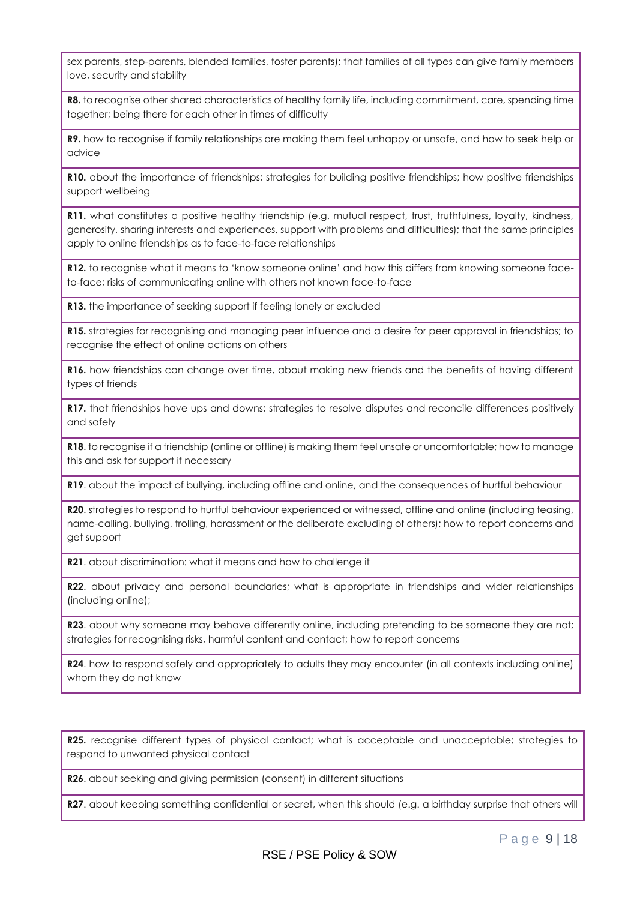sex parents, step-parents, blended families, foster parents); that families of all types can give family members love, security and stability

**R8.** to recognise other shared characteristics of healthy family life, including commitment, care, spending time together; being there for each other in times of difficulty

**R9.** how to recognise if family relationships are making them feel unhappy or unsafe, and how to seek help or advice

**R10.** about the importance of friendships; strategies for building positive friendships; how positive friendships support wellbeing

**R11.** what constitutes a positive healthy friendship (e.g. mutual respect, trust, truthfulness, loyalty, kindness, generosity, sharing interests and experiences, support with problems and difficulties); that the same principles apply to online friendships as to face-to-face relationships

**R12.** to recognise what it means to 'know someone online' and how this differs from knowing someone face-to-face; risks of communicating online with others not known face-to-face

**R13.** the importance of seeking support if feeling lonely or excluded

**R15.** strategies for recognising and managing peer influence and a desire for peer approval in friendships; to recognise the effect of online actions on others

**R16.** how friendships can change over time, about making new friends and the benefits of having different types of friends

**R17.** that friendships have ups and downs; strategies to resolve disputes and reconcile differences positively and safely

**R18**. to recognise if a friendship (online or offline) is making them feel unsafe or uncomfortable; how to manage this and ask for support if necessary

**R19**. about the impact of bullying, including offline and online, and the consequences of hurtful behaviour

**R20**. strategies to respond to hurtful behaviour experienced or witnessed, offline and online (including teasing, name-calling, bullying, trolling, harassment or the deliberate excluding of others); how to report concerns and get support

**R21**. about discrimination: what it means and how to challenge it

**R22**. about privacy and personal boundaries; what is appropriate in friendships and wider relationships (including online);

**R23**. about why someone may behave differently online, including pretending to be someone they are not; strategies for recognising risks, harmful content and contact; how to report concerns

**R24**. how to respond safely and appropriately to adults they may encounter (in all contexts including online) whom they do not know

**R25.** recognise different types of physical contact; what is acceptable and unacceptable; strategies to respond to unwanted physical contact

**R26**. about seeking and giving permission (consent) in different situations

**R27**. about keeping something confidential or secret, when this should (e.g. a birthday surprise that others will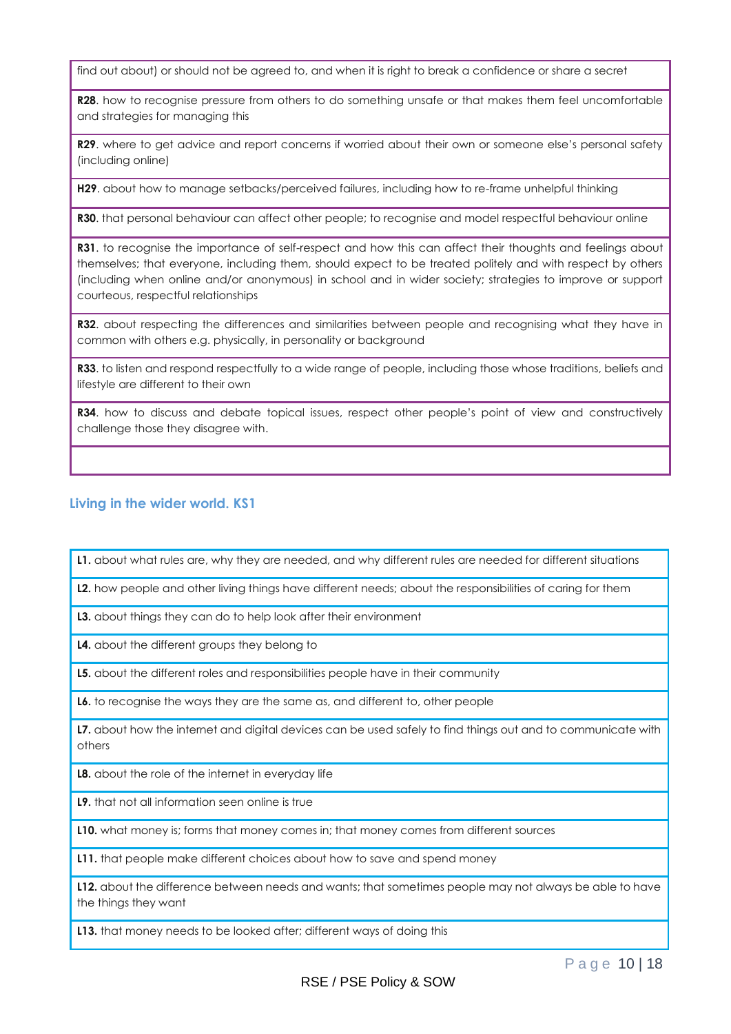find out about) or should not be agreed to, and when it is right to break a confidence or share a secret

**R28**. how to recognise pressure from others to do something unsafe or that makes them feel uncomfortable and strategies for managing this

**R29**. where to get advice and report concerns if worried about their own or someone else's personal safety (including online)

**H29**. about how to manage setbacks/perceived failures, including how to re-frame unhelpful thinking

**R30**. that personal behaviour can affect other people; to recognise and model respectful behaviour online

**R31**. to recognise the importance of self-respect and how this can affect their thoughts and feelings about themselves; that everyone, including them, should expect to be treated politely and with respect by others (including when online and/or anonymous) in school and in wider society; strategies to improve or support courteous, respectful relationships

**R32**. about respecting the differences and similarities between people and recognising what they have in common with others e.g. physically, in personality or background

**R33**. to listen and respond respectfully to a wide range of people, including those whose traditions, beliefs and lifestyle are different to their own

**R34**. how to discuss and debate topical issues, respect other people's point of view and constructively challenge those they disagree with.

### Living in the wider world. KS1

**L1.** about what rules are, why they are needed, and why different rules are needed for different situations

**L2.** how people and other living things have different needs; about the responsibilities of caring for them

**L3.** about things they can do to help look after their environment

**L4.** about the different groups they belong to

**L5.** about the different roles and responsibilities people have in their community

**L6.** to recognise the ways they are the same as, and different to, other people

**L7.** about how the internet and digital devices can be used safely to find things out and to communicate with others

**L8.** about the role of the internet in everyday life

**L9.** that not all information seen online is true

**L10.** what money is; forms that money comes in; that money comes from different sources

**L11.** that people make different choices about how to save and spend money

**L12.** about the difference between needs and wants; that sometimes people may not always be able to have the things they want

**L13.** that money needs to be looked after; different ways of doing this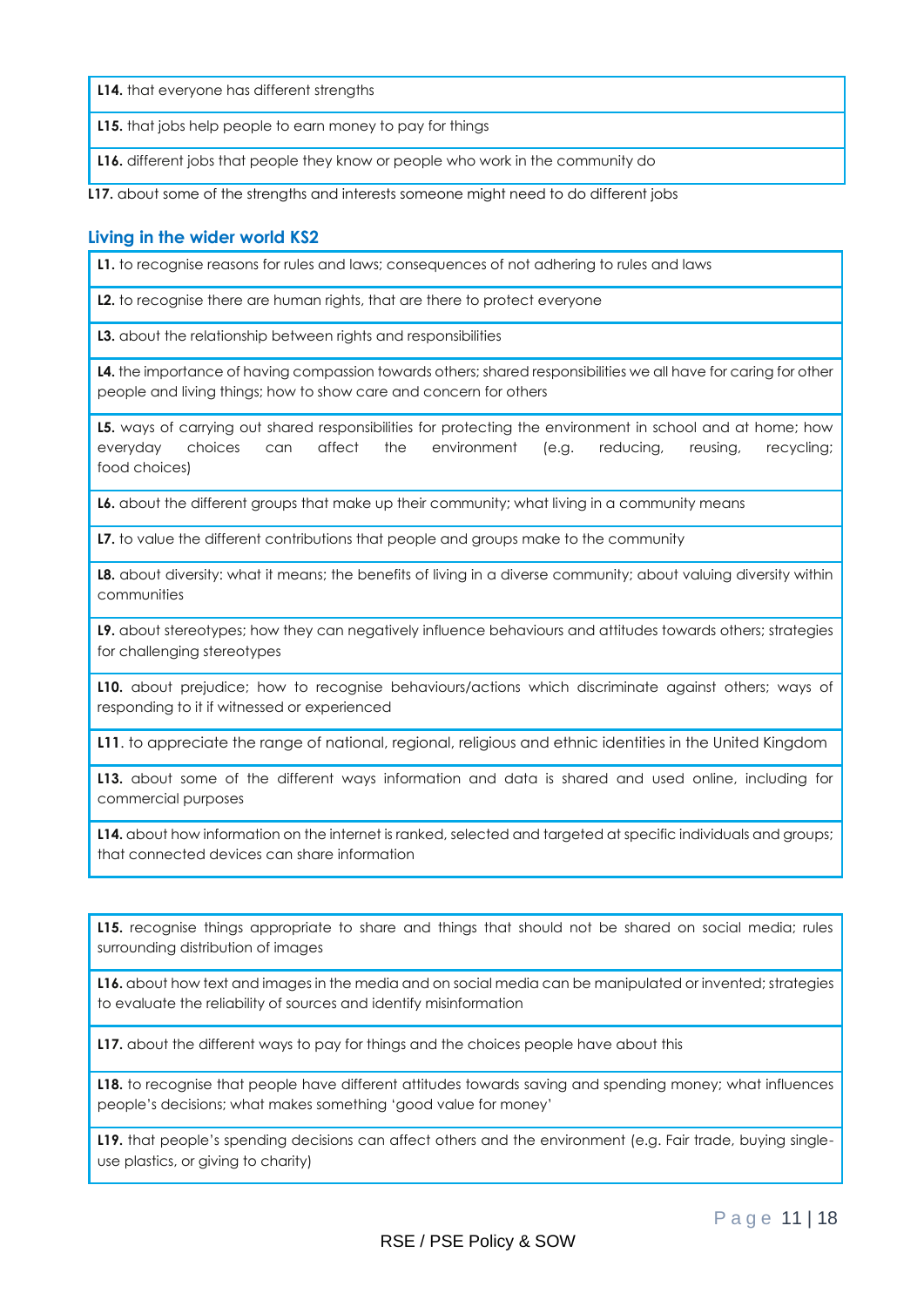**L14.** that everyone has different strengths

**L15.** that jobs help people to earn money to pay for things

**L16.** different jobs that people they know or people who work in the community do

**L17.** about some of the strengths and interests someone might need to do different jobs

## Living in the wider world KS2

**L1.** to recognise reasons for rules and laws; consequences of not adhering to rules and laws

**L2.** to recognise there are human rights, that are there to protect everyone

**L3.** about the relationship between rights and responsibilities

**L4.** the importance of having compassion towards others; shared responsibilities we all have for caring for other people and living things; how to show care and concern for others

**L5.** ways of carrying out shared responsibilities for protecting the environment in school and at home; how everyday choices can affect the environment (e.g. reducing, reusing, recycling; food choices)

**L6.** about the different groups that make up their community; what living in a community means

**L7.** to value the different contributions that people and groups make to the community

**L8.** about diversity: what it means; the benefits of living in a diverse community; about valuing diversity within communities

**L9.** about stereotypes; how they can negatively influence behaviours and attitudes towards others; strategies for challenging stereotypes

**L10.** about prejudice; how to recognise behaviours/actions which discriminate against others; ways of responding to it if witnessed or experienced

**L11**. to appreciate the range of national, regional, religious and ethnic identities in the United Kingdom

**L13.** about some of the different ways information and data is shared and used online, including for commercial purposes

**L14.** about how information on the internet is ranked, selected and targeted at specific individuals and groups; that connected devices can share information

**L15.** recognise things appropriate to share and things that should not be shared on social media; rules surrounding distribution of images

**L16.** about how text and images in the media and on social media can be manipulated or invented; strategies to evaluate the reliability of sources and identify misinformation

**L17.** about the different ways to pay for things and the choices people have about this

**L18.** to recognise that people have different attitudes towards saving and spending money; what influences people's decisions; what makes something 'good value for money'

**L19.** that people's spending decisions can affect others and the environment (e.g. Fair trade, buying single-use plastics, or giving to charity)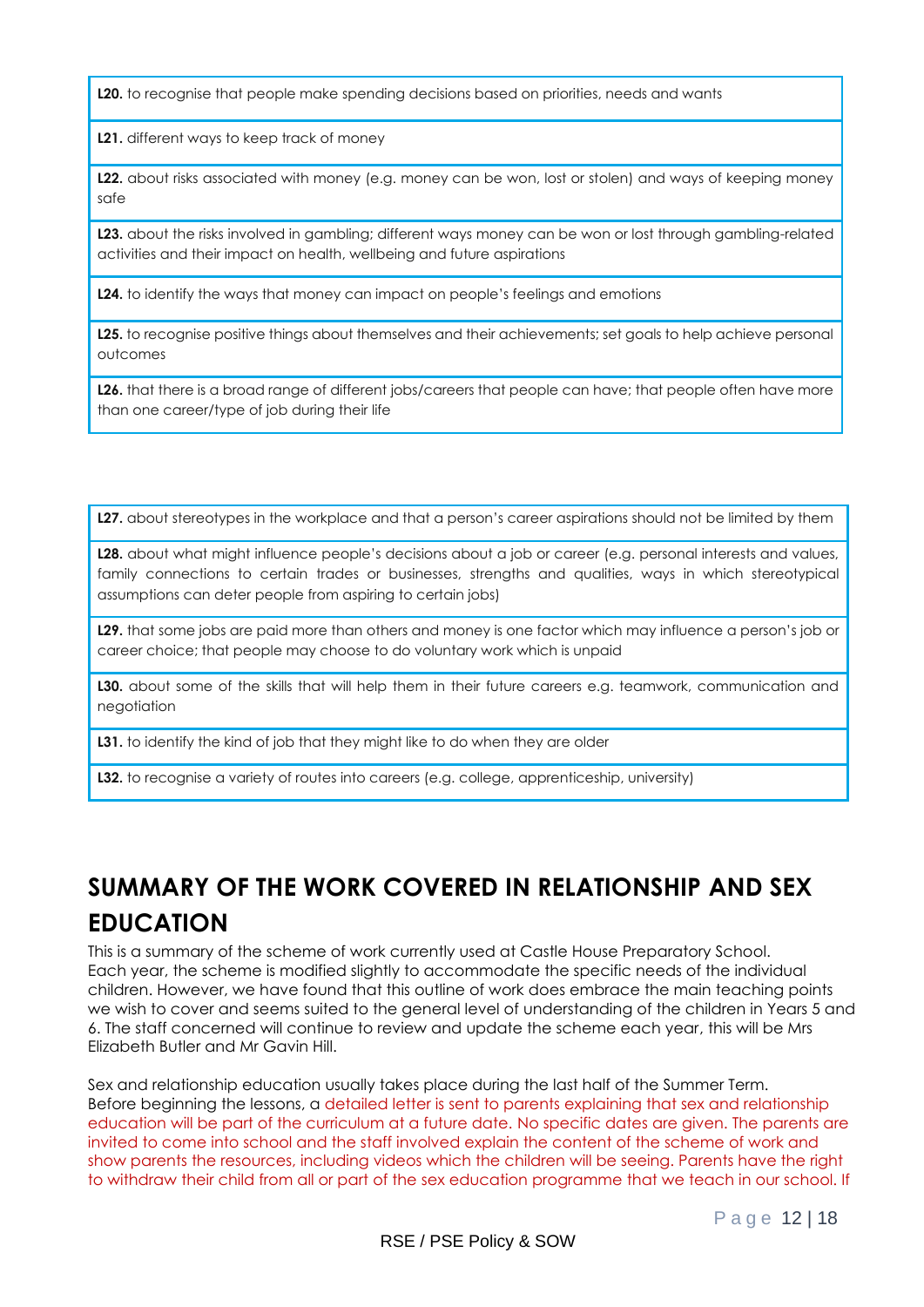**L20.** to recognise that people make spending decisions based on priorities, needs and wants

**L21.** different ways to keep track of money

**L22.** about risks associated with money (e.g. money can be won, lost or stolen) and ways of keeping money safe

**L23.** about the risks involved in gambling; different ways money can be won or lost through gambling-related activities and their impact on health, wellbeing and future aspirations

**L24.** to identify the ways that money can impact on people's feelings and emotions

**L25.** to recognise positive things about themselves and their achievements; set goals to help achieve personal outcomes

**L26.** that there is a broad range of different jobs/careers that people can have; that people often have more than one career/type of job during their life

**L27.** about stereotypes in the workplace and that a person's career aspirations should not be limited by them

**L28.** about what might influence people's decisions about a job or career (e.g. personal interests and values, family connections to certain trades or businesses, strengths and qualities, ways in which stereotypical assumptions can deter people from aspiring to certain jobs)

**L29.** that some jobs are paid more than others and money is one factor which may influence a person's job or career choice; that people may choose to do voluntary work which is unpaid

**L30.** about some of the skills that will help them in their future careers e.g. teamwork, communication and negotiation

**L31.** to identify the kind of job that they might like to do when they are older

**L32.** to recognise a variety of routes into careers (e.g. college, apprenticeship, university)

## SUMMARY OF THE WORK COVERED IN RELATIONSHIP AND SEX EDUCATION

This is a summary of the scheme of work currently used at Castle House Preparatory School. Each year, the scheme is modified slightly to accommodate the specific needs of the individual children. However, we have found that this outline of work does embrace the main teaching points we wish to cover and seems suited to the general level of understanding of the children in Years 5 and 6. The staff concerned will continue to review and update the scheme each year, this will be Mrs Elizabeth Butler and Mr Gavin Hill.

Sex and relationship education usually takes place during the last half of the Summer Term. Before beginning the lessons, a detailed letter is sent to parents explaining that sex and relationship education will be part of the curriculum at a future date. No specific dates are given. The parents are invited to come into school and the staff involved explain the content of the scheme of work and show parents the resources, including videos which the children will be seeing. Parents have the right to withdraw their child from all or part of the sex education programme that we teach in our school. If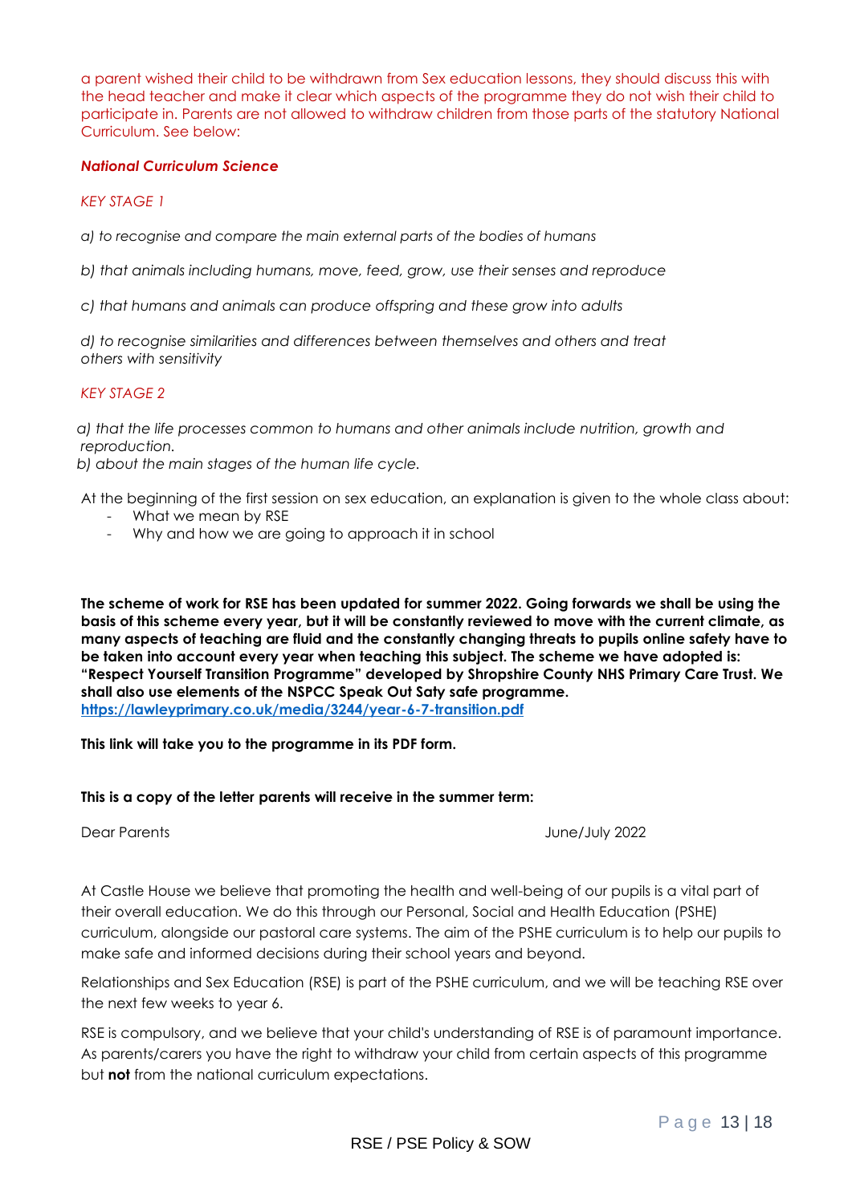a parent wished their child to be withdrawn from Sex education lessons, they should discuss this with the head teacher and make it clear which aspects of the programme they do not wish their child to participate in. Parents are not allowed to withdraw children from those parts of the statutory National Curriculum. See below:

***National Curriculum Science***

*KEY STAGE 1*

*a) to recognise and compare the main external parts of the bodies of humans*

*b) that animals including humans, move, feed, grow, use their senses and reproduce*

*c) that humans and animals can produce offspring and these grow into adults*

*d) to recognise similarities and differences between themselves and others and treat others with sensitivity*

*KEY STAGE 2*

*a) that the life processes common to humans and other animals include nutrition, growth and reproduction.*
*b) about the main stages of the human life cycle.*

At the beginning of the first session on sex education, an explanation is given to the whole class about:

- What we mean by RSE
- Why and how we are going to approach it in school

**The scheme of work for RSE has been updated for summer 2022. Going forwards we shall be using the basis of this scheme every year, but it will be constantly reviewed to move with the current climate, as many aspects of teaching are fluid and the constantly changing threats to pupils online safety have to be taken into account every year when teaching this subject. The scheme we have adopted is: "Respect Yourself Transition Programme" developed by Shropshire County NHS Primary Care Trust. We shall also use elements of the NSPCC Speak Out Saty safe programme.**
**https://lawleyprimary.co.uk/media/3244/year-6-7-transition.pdf**

**This link will take you to the programme in its PDF form.**

**This is a copy of the letter parents will receive in the summer term:**

Dear Parents June/July 2022

At Castle House we believe that promoting the health and well-being of our pupils is a vital part of their overall education. We do this through our Personal, Social and Health Education (PSHE) curriculum, alongside our pastoral care systems. The aim of the PSHE curriculum is to help our pupils to make safe and informed decisions during their school years and beyond.

Relationships and Sex Education (RSE) is part of the PSHE curriculum, and we will be teaching RSE over the next few weeks to year 6.

RSE is compulsory, and we believe that your child's understanding of RSE is of paramount importance. As parents/carers you have the right to withdraw your child from certain aspects of this programme but **not** from the national curriculum expectations.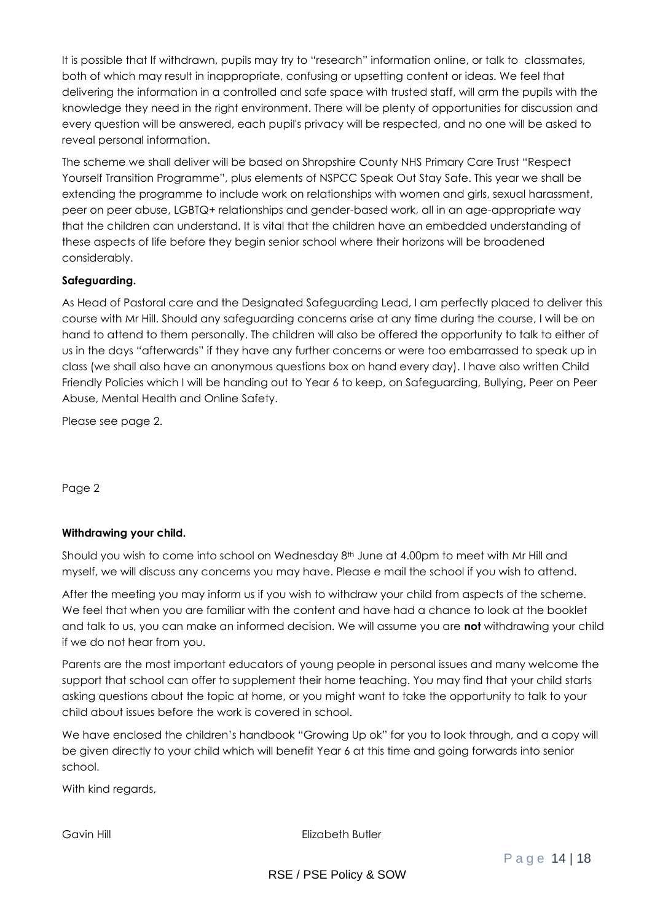It is possible that If withdrawn, pupils may try to "research" information online, or talk to classmates, both of which may result in inappropriate, confusing or upsetting content or ideas. We feel that delivering the information in a controlled and safe space with trusted staff, will arm the pupils with the knowledge they need in the right environment. There will be plenty of opportunities for discussion and every question will be answered, each pupil's privacy will be respected, and no one will be asked to reveal personal information.

The scheme we shall deliver will be based on Shropshire County NHS Primary Care Trust "Respect Yourself Transition Programme", plus elements of NSPCC Speak Out Stay Safe. This year we shall be extending the programme to include work on relationships with women and girls, sexual harassment, peer on peer abuse, LGBTQ+ relationships and gender-based work, all in an age-appropriate way that the children can understand. It is vital that the children have an embedded understanding of these aspects of life before they begin senior school where their horizons will be broadened considerably.

**Safeguarding.**

As Head of Pastoral care and the Designated Safeguarding Lead, I am perfectly placed to deliver this course with Mr Hill. Should any safeguarding concerns arise at any time during the course, I will be on hand to attend to them personally. The children will also be offered the opportunity to talk to either of us in the days "afterwards" if they have any further concerns or were too embarrassed to speak up in class (we shall also have an anonymous questions box on hand every day). I have also written Child Friendly Policies which I will be handing out to Year 6 to keep, on Safeguarding, Bullying, Peer on Peer Abuse, Mental Health and Online Safety.

Please see page 2.

Page 2

**Withdrawing your child.**

Should you wish to come into school on Wednesday 8th June at 4.00pm to meet with Mr Hill and myself, we will discuss any concerns you may have. Please e mail the school if you wish to attend.

After the meeting you may inform us if you wish to withdraw your child from aspects of the scheme. We feel that when you are familiar with the content and have had a chance to look at the booklet and talk to us, you can make an informed decision. We will assume you are **not** withdrawing your child if we do not hear from you.

Parents are the most important educators of young people in personal issues and many welcome the support that school can offer to supplement their home teaching. You may find that your child starts asking questions about the topic at home, or you might want to take the opportunity to talk to your child about issues before the work is covered in school.

We have enclosed the children's handbook "Growing Up ok" for you to look through, and a copy will be given directly to your child which will benefit Year 6 at this time and going forwards into senior school.

With kind regards,

Gavin Hill Elizabeth Butler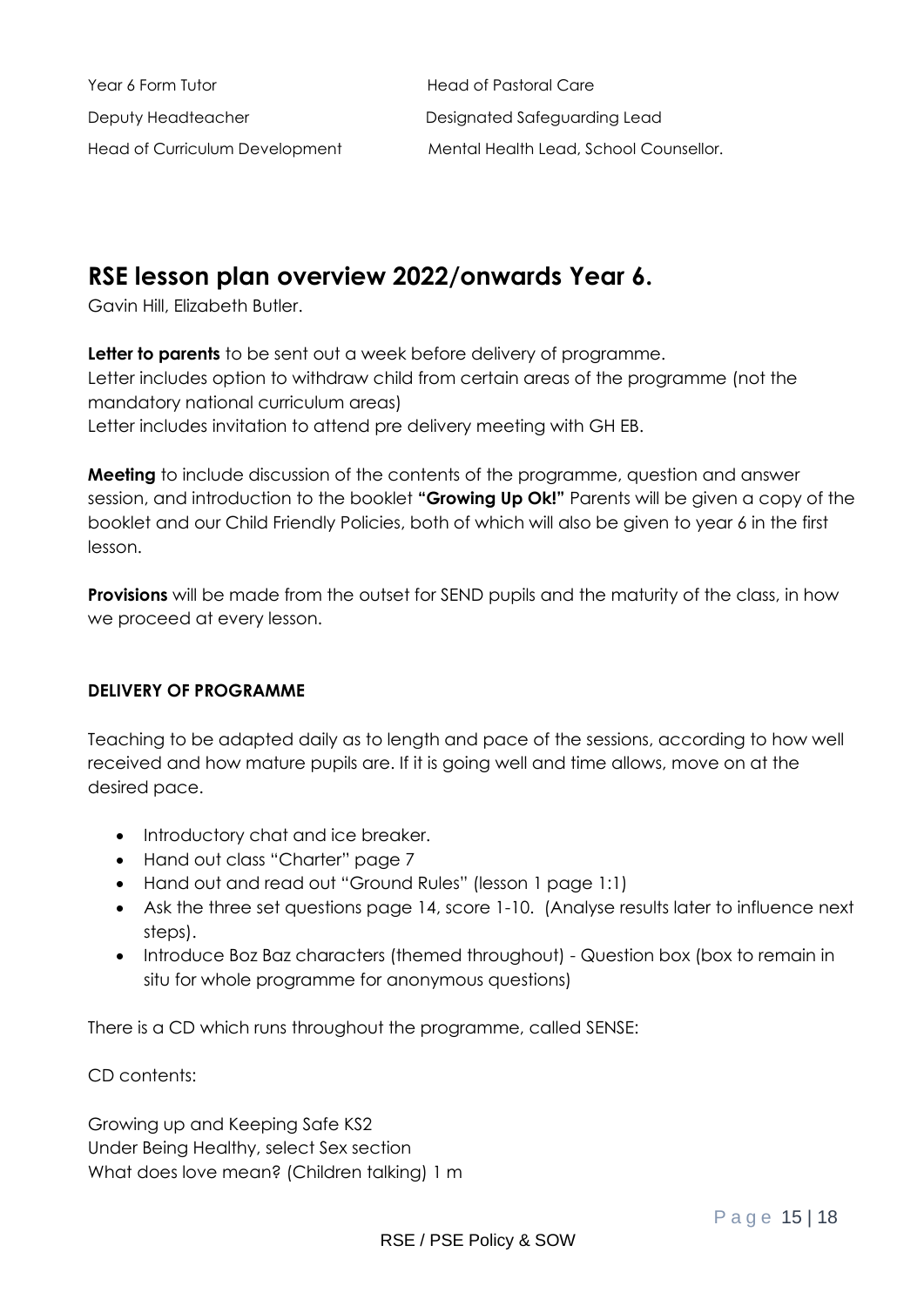Year 6 Form Tutor — Head of Pastoral Care

Deputy Headteacher — Designated Safeguarding Lead

Head of Curriculum Development — Mental Health Lead, School Counsellor.

## RSE lesson plan overview 2022/onwards Year 6.

Gavin Hill, Elizabeth Butler.

**Letter to parents** to be sent out a week before delivery of programme.
Letter includes option to withdraw child from certain areas of the programme (not the mandatory national curriculum areas)
Letter includes invitation to attend pre delivery meeting with GH EB.

**Meeting** to include discussion of the contents of the programme, question and answer session, and introduction to the booklet **"Growing Up Ok!"** Parents will be given a copy of the booklet and our Child Friendly Policies, both of which will also be given to year 6 in the first lesson.

**Provisions** will be made from the outset for SEND pupils and the maturity of the class, in how we proceed at every lesson.

**DELIVERY OF PROGRAMME**

Teaching to be adapted daily as to length and pace of the sessions, according to how well received and how mature pupils are. If it is going well and time allows, move on at the desired pace.

- Introductory chat and ice breaker.
- Hand out class "Charter" page 7
- Hand out and read out "Ground Rules" (lesson 1 page 1:1)
- Ask the three set questions page 14, score 1-10. (Analyse results later to influence next steps).
- Introduce Boz Baz characters (themed throughout) - Question box (box to remain in situ for whole programme for anonymous questions)

There is a CD which runs throughout the programme, called SENSE:

CD contents:

Growing up and Keeping Safe KS2
Under Being Healthy, select Sex section
What does love mean? (Children talking) 1 m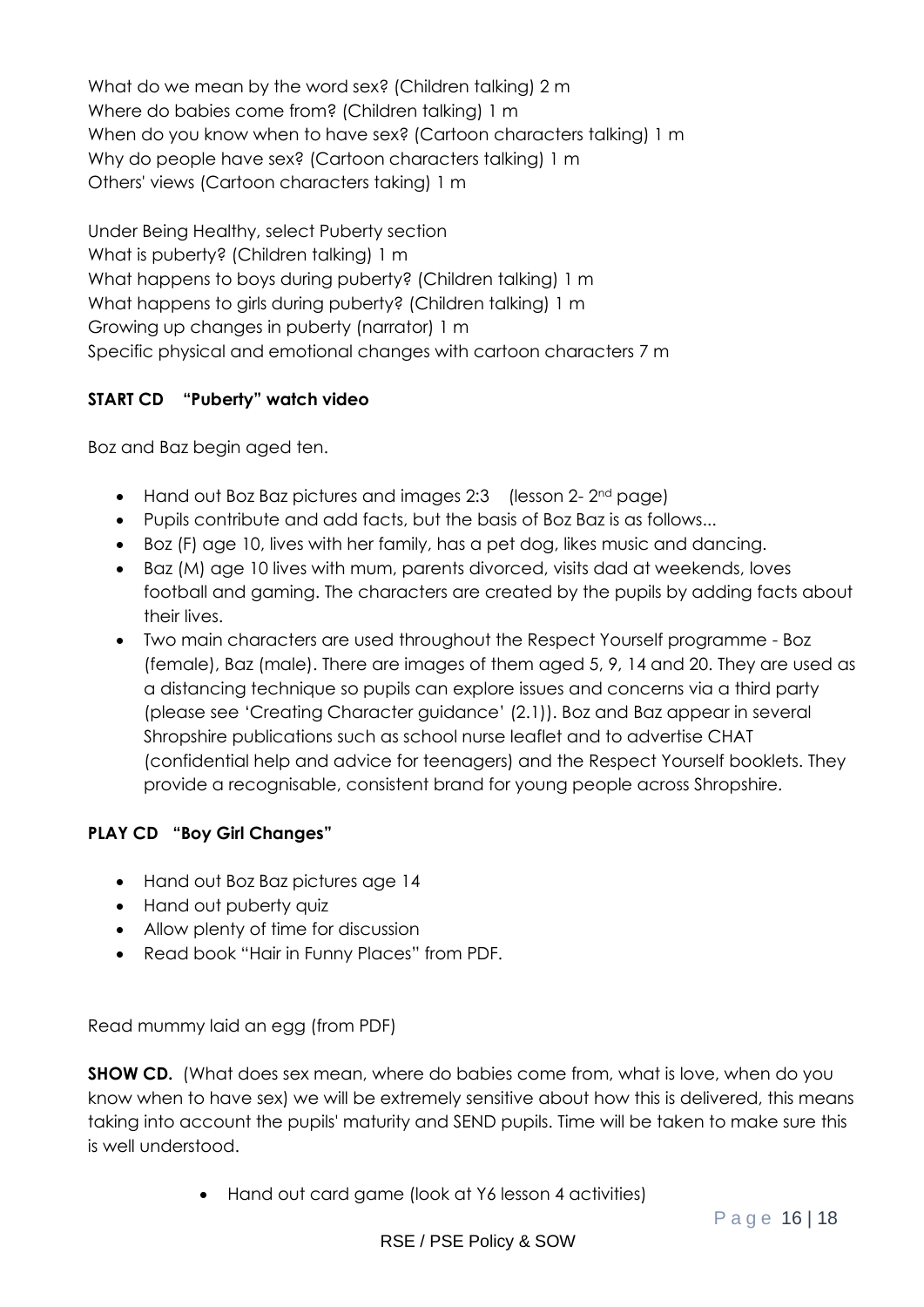What do we mean by the word sex? (Children talking) 2 m
Where do babies come from? (Children talking) 1 m
When do you know when to have sex? (Cartoon characters talking) 1 m
Why do people have sex? (Cartoon characters talking) 1 m
Others' views (Cartoon characters taking) 1 m

Under Being Healthy, select Puberty section
What is puberty? (Children talking) 1 m
What happens to boys during puberty? (Children talking) 1 m
What happens to girls during puberty? (Children talking) 1 m
Growing up changes in puberty (narrator) 1 m
Specific physical and emotional changes with cartoon characters 7 m

**START CD "Puberty" watch video**

Boz and Baz begin aged ten.

- Hand out Boz Baz pictures and images 2:3 (lesson 2- 2nd page)
- Pupils contribute and add facts, but the basis of Boz Baz is as follows...
- Boz (F) age 10, lives with her family, has a pet dog, likes music and dancing.
- Baz (M) age 10 lives with mum, parents divorced, visits dad at weekends, loves football and gaming. The characters are created by the pupils by adding facts about their lives.
- Two main characters are used throughout the Respect Yourself programme - Boz (female), Baz (male). There are images of them aged 5, 9, 14 and 20. They are used as a distancing technique so pupils can explore issues and concerns via a third party (please see 'Creating Character guidance' (2.1)). Boz and Baz appear in several Shropshire publications such as school nurse leaflet and to advertise CHAT (confidential help and advice for teenagers) and the Respect Yourself booklets. They provide a recognisable, consistent brand for young people across Shropshire.

**PLAY CD "Boy Girl Changes"**

- Hand out Boz Baz pictures age 14
- Hand out puberty quiz
- Allow plenty of time for discussion
- Read book "Hair in Funny Places" from PDF.

Read mummy laid an egg (from PDF)

**SHOW CD.** (What does sex mean, where do babies come from, what is love, when do you know when to have sex) we will be extremely sensitive about how this is delivered, this means taking into account the pupils' maturity and SEND pupils. Time will be taken to make sure this is well understood.

- Hand out card game (look at Y6 lesson 4 activities)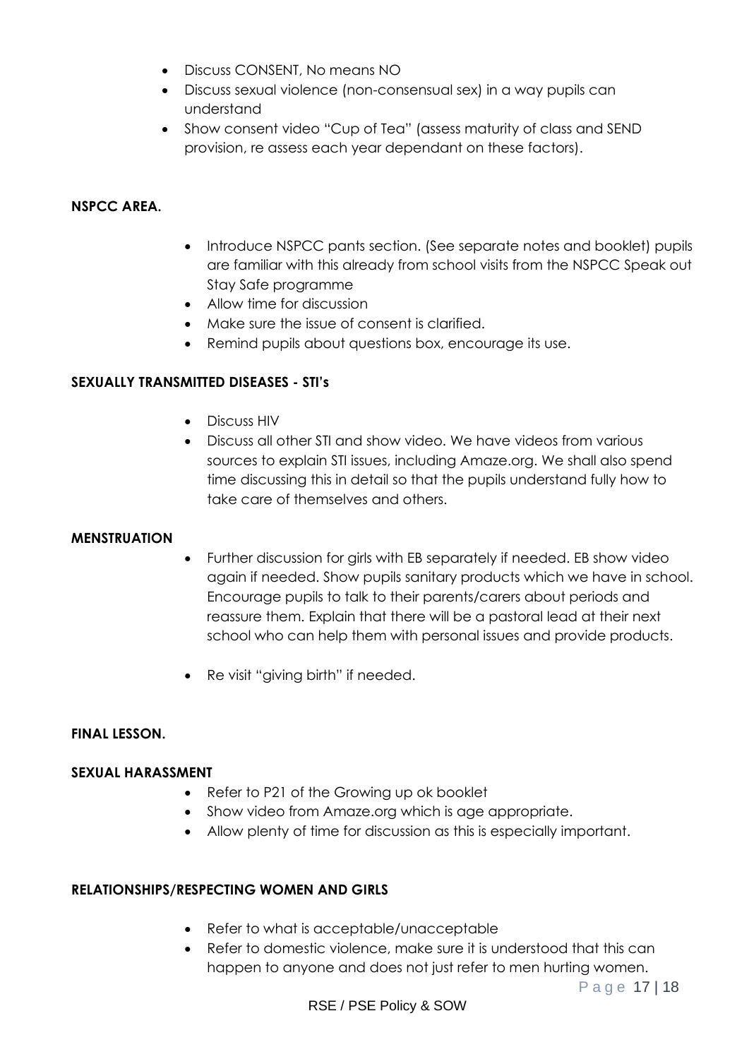- Discuss CONSENT, No means NO
- Discuss sexual violence (non-consensual sex) in a way pupils can understand
- Show consent video "Cup of Tea" (assess maturity of class and SEND provision, re assess each year dependant on these factors).

**NSPCC AREA.**

- Introduce NSPCC pants section. (See separate notes and booklet) pupils are familiar with this already from school visits from the NSPCC Speak out Stay Safe programme
- Allow time for discussion
- Make sure the issue of consent is clarified.
- Remind pupils about questions box, encourage its use.

**SEXUALLY TRANSMITTED DISEASES - STI's**

- Discuss HIV
- Discuss all other STI and show video. We have videos from various sources to explain STI issues, including Amaze.org. We shall also spend time discussing this in detail so that the pupils understand fully how to take care of themselves and others.

**MENSTRUATION**

- Further discussion for girls with EB separately if needed. EB show video again if needed. Show pupils sanitary products which we have in school. Encourage pupils to talk to their parents/carers about periods and reassure them. Explain that there will be a pastoral lead at their next school who can help them with personal issues and provide products.
- Re visit "giving birth" if needed.

**FINAL LESSON.**

**SEXUAL HARASSMENT**

- Refer to P21 of the Growing up ok booklet
- Show video from Amaze.org which is age appropriate.
- Allow plenty of time for discussion as this is especially important.

**RELATIONSHIPS/RESPECTING WOMEN AND GIRLS**

- Refer to what is acceptable/unacceptable
- Refer to domestic violence, make sure it is understood that this can happen to anyone and does not just refer to men hurting women.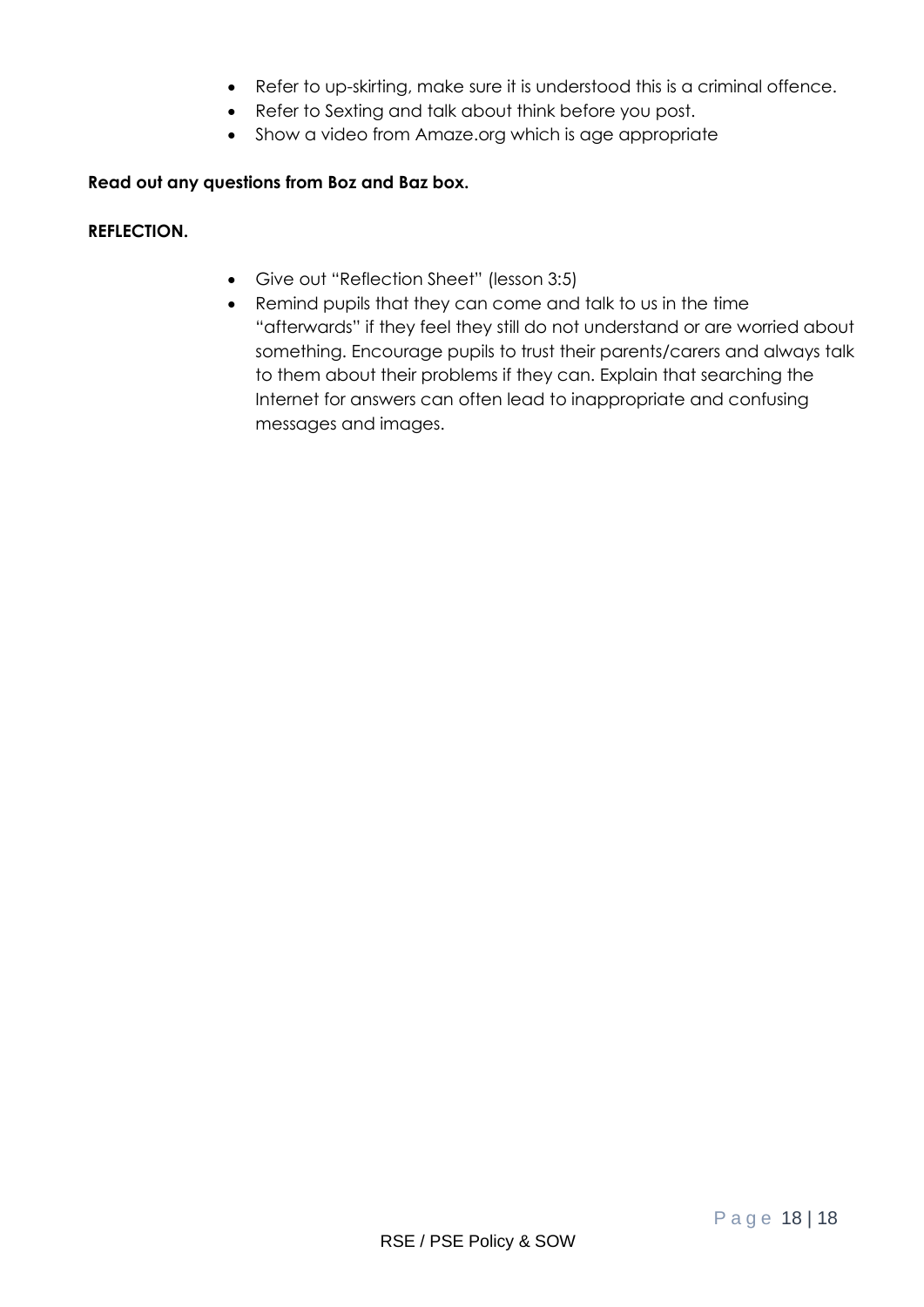- Refer to up-skirting, make sure it is understood this is a criminal offence.
- Refer to Sexting and talk about think before you post.
- Show a video from Amaze.org which is age appropriate

**Read out any questions from Boz and Baz box.**

**REFLECTION.**

- Give out "Reflection Sheet" (lesson 3:5)
- Remind pupils that they can come and talk to us in the time "afterwards" if they feel they still do not understand or are worried about something. Encourage pupils to trust their parents/carers and always talk to them about their problems if they can. Explain that searching the Internet for answers can often lead to inappropriate and confusing messages and images.